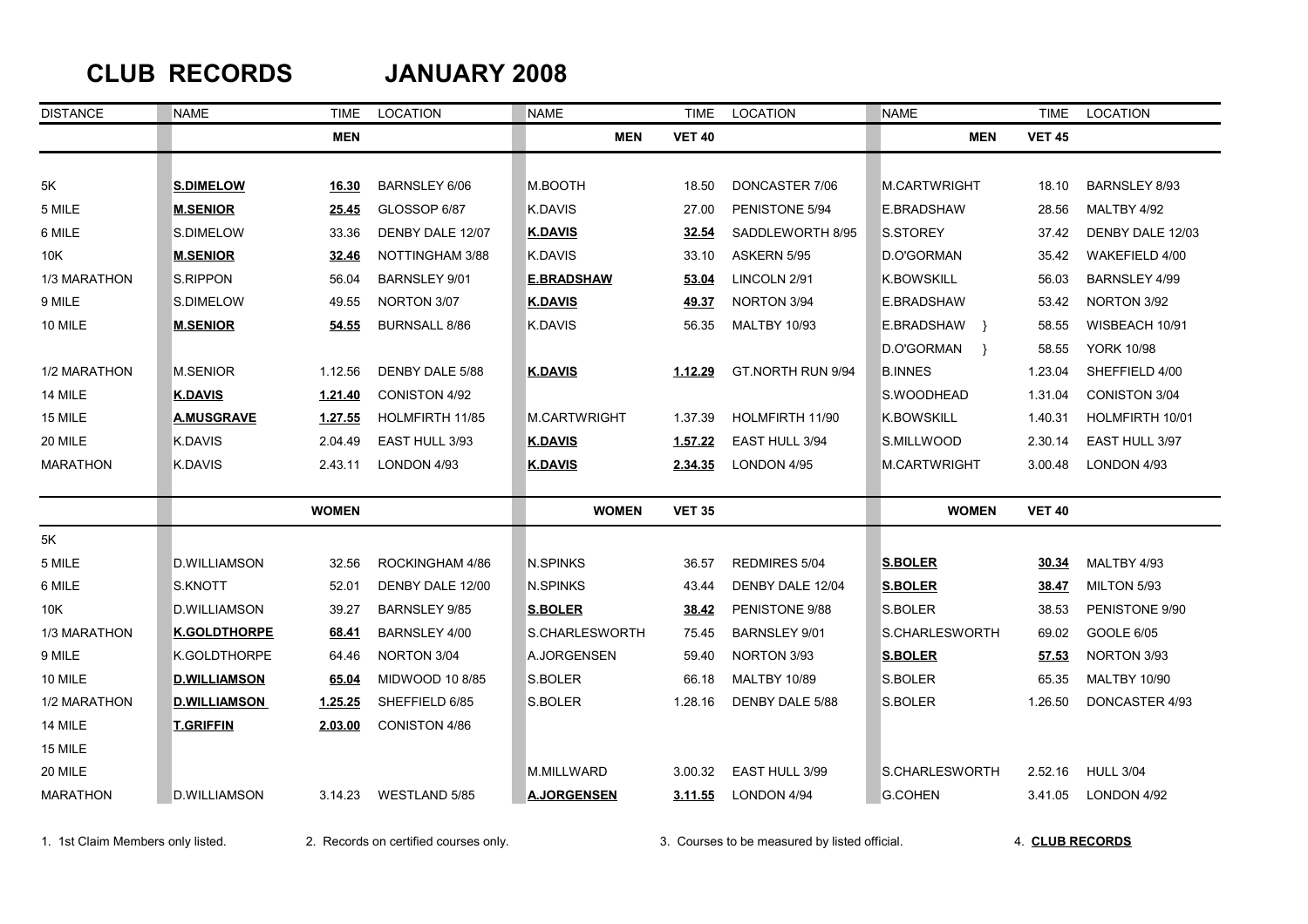# CLUB RECORDS JANUARY 2008

| DISTANCE | NAME | TIME | LOCATION | NAME | TIME | LOCATION | NAME | TIME | LOCATION |
|---|---|---|---|---|---|---|---|---|---|
| | | MEN | | MEN | VET 40 | | MEN | VET 45 | |
| 5K | **S.DIMELOW** | **16.30** | BARNSLEY 6/06 | M.BOOTH | 18.50 | DONCASTER 7/06 | M.CARTWRIGHT | 18.10 | BARNSLEY 8/93 |
| 5 MILE | **M.SENIOR** | **25.45** | GLOSSOP 6/87 | K.DAVIS | 27.00 | PENISTONE 5/94 | E.BRADSHAW | 28.56 | MALTBY 4/92 |
| 6 MILE | S.DIMELOW | 33.36 | DENBY DALE 12/07 | **K.DAVIS** | **32.54** | SADDLEWORTH 8/95 | S.STOREY | 37.42 | DENBY DALE 12/03 |
| 10K | **M.SENIOR** | **32.46** | NOTTINGHAM 3/88 | K.DAVIS | 33.10 | ASKERN 5/95 | D.O'GORMAN | 35.42 | WAKEFIELD 4/00 |
| 1/3 MARATHON | S.RIPPON | 56.04 | BARNSLEY 9/01 | **E.BRADSHAW** | **53.04** | LINCOLN 2/91 | K.BOWSKILL | 56.03 | BARNSLEY 4/99 |
| 9 MILE | S.DIMELOW | 49.55 | NORTON 3/07 | **K.DAVIS** | **49.37** | NORTON 3/94 | E.BRADSHAW | 53.42 | NORTON 3/92 |
| 10 MILE | **M.SENIOR** | **54.55** | BURNSALL 8/86 | K.DAVIS | 56.35 | MALTBY 10/93 | E.BRADSHAW } | 58.55 | WISBEACH 10/91 |
| | | | | | | | D.O'GORMAN } | 58.55 | YORK 10/98 |
| 1/2 MARATHON | M.SENIOR | 1.12.56 | DENBY DALE 5/88 | **K.DAVIS** | **1.12.29** | GT.NORTH RUN 9/94 | B.INNES | 1.23.04 | SHEFFIELD 4/00 |
| 14 MILE | **K.DAVIS** | **1.21.40** | CONISTON 4/92 | | | | S.WOODHEAD | 1.31.04 | CONISTON 3/04 |
| 15 MILE | **A.MUSGRAVE** | **1.27.55** | HOLMFIRTH 11/85 | M.CARTWRIGHT | 1.37.39 | HOLMFIRTH 11/90 | K.BOWSKILL | 1.40.31 | HOLMFIRTH 10/01 |
| 20 MILE | K.DAVIS | 2.04.49 | EAST HULL 3/93 | **K.DAVIS** | **1.57.22** | EAST HULL 3/94 | S.MILLWOOD | 2.30.14 | EAST HULL 3/97 |
| MARATHON | K.DAVIS | 2.43.11 | LONDON 4/93 | **K.DAVIS** | **2.34.35** | LONDON 4/95 | M.CARTWRIGHT | 3.00.48 | LONDON 4/93 |
| | | WOMEN | | WOMEN | VET 35 | | WOMEN | VET 40 | |
| 5K | | | | | | | | | |
| 5 MILE | D.WILLIAMSON | 32.56 | ROCKINGHAM 4/86 | N.SPINKS | 36.57 | REDMIRES 5/04 | **S.BOLER** | **30.34** | MALTBY 4/93 |
| 6 MILE | S.KNOTT | 52.01 | DENBY DALE 12/00 | N.SPINKS | 43.44 | DENBY DALE 12/04 | **S.BOLER** | **38.47** | MILTON 5/93 |
| 10K | D.WILLIAMSON | 39.27 | BARNSLEY 9/85 | **S.BOLER** | **38.42** | PENISTONE 9/88 | S.BOLER | 38.53 | PENISTONE 9/90 |
| 1/3 MARATHON | **K.GOLDTHORPE** | **68.41** | BARNSLEY 4/00 | S.CHARLESWORTH | 75.45 | BARNSLEY 9/01 | S.CHARLESWORTH | 69.02 | GOOLE 6/05 |
| 9 MILE | K.GOLDTHORPE | 64.46 | NORTON 3/04 | A.JORGENSEN | 59.40 | NORTON 3/93 | **S.BOLER** | **57.53** | NORTON 3/93 |
| 10 MILE | **D.WILLIAMSON** | **65.04** | MIDWOOD 10 8/85 | S.BOLER | 66.18 | MALTBY 10/89 | S.BOLER | 65.35 | MALTBY 10/90 |
| 1/2 MARATHON | **D.WILLIAMSON** | **1.25.25** | SHEFFIELD 6/85 | S.BOLER | 1.28.16 | DENBY DALE 5/88 | S.BOLER | 1.26.50 | DONCASTER 4/93 |
| 14 MILE | **T.GRIFFIN** | **2.03.00** | CONISTON 4/86 | | | | | | |
| 15 MILE | | | | | | | | | |
| 20 MILE | | | | M.MILLWARD | 3.00.32 | EAST HULL 3/99 | S.CHARLESWORTH | 2.52.16 | HULL 3/04 |
| MARATHON | D.WILLIAMSON | 3.14.23 | WESTLAND 5/85 | **A.JORGENSEN** | **3.11.55** | LONDON 4/94 | G.COHEN | 3.41.05 | LONDON 4/92 |

1. 1st Claim Members only listed.
2. Records on certified courses only.
3. Courses to be measured by listed official.
4. **CLUB RECORDS**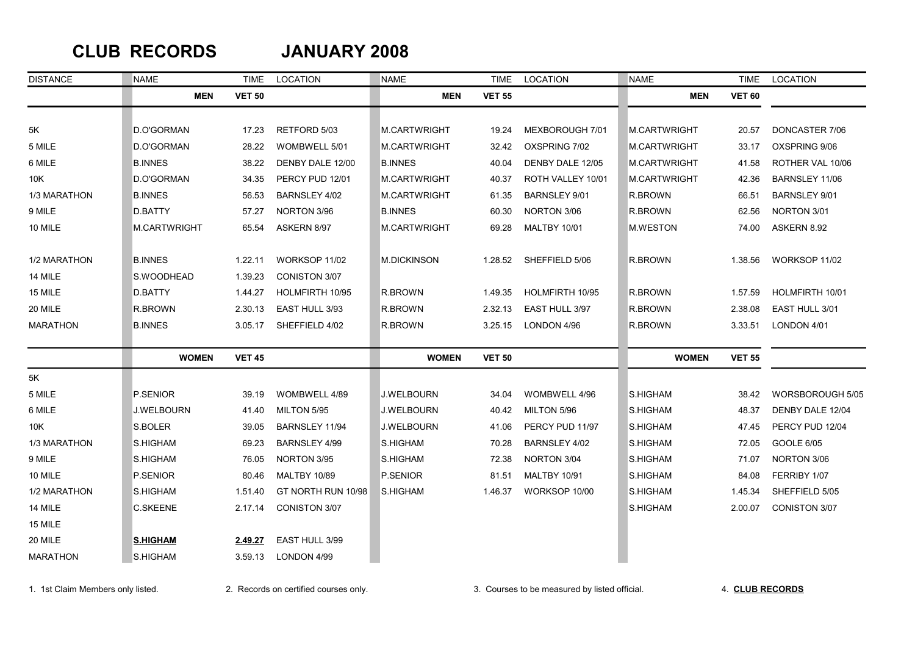# CLUB RECORDS JANUARY 2008

| DISTANCE | NAME | TIME | LOCATION | NAME | TIME | LOCATION | NAME | TIME | LOCATION |
|---|---|---|---|---|---|---|---|---|---|
| | **MEN** | **VET 50** | | **MEN** | **VET 55** | | **MEN** | **VET 60** | |
| 5K | D.O'GORMAN | 17.23 | RETFORD 5/03 | M.CARTWRIGHT | 19.24 | MEXBOROUGH 7/01 | M.CARTWRIGHT | 20.57 | DONCASTER 7/06 |
| 5 MILE | D.O'GORMAN | 28.22 | WOMBWELL 5/01 | M.CARTWRIGHT | 32.42 | OXSPRING 7/02 | M.CARTWRIGHT | 33.17 | OXSPRING 9/06 |
| 6 MILE | B.INNES | 38.22 | DENBY DALE 12/00 | B.INNES | 40.04 | DENBY DALE 12/05 | M.CARTWRIGHT | 41.58 | ROTHER VAL 10/06 |
| 10K | D.O'GORMAN | 34.35 | PERCY PUD 12/01 | M.CARTWRIGHT | 40.37 | ROTH VALLEY 10/01 | M.CARTWRIGHT | 42.36 | BARNSLEY 11/06 |
| 1/3 MARATHON | B.INNES | 56.53 | BARNSLEY 4/02 | M.CARTWRIGHT | 61.35 | BARNSLEY 9/01 | R.BROWN | 66.51 | BARNSLEY 9/01 |
| 9 MILE | D.BATTY | 57.27 | NORTON 3/96 | B.INNES | 60.30 | NORTON 3/06 | R.BROWN | 62.56 | NORTON 3/01 |
| 10 MILE | M.CARTWRIGHT | 65.54 | ASKERN 8/97 | M.CARTWRIGHT | 69.28 | MALTBY 10/01 | M.WESTON | 74.00 | ASKERN 8.92 |
| 1/2 MARATHON | B.INNES | 1.22.11 | WORKSOP 11/02 | M.DICKINSON | 1.28.52 | SHEFFIELD 5/06 | R.BROWN | 1.38.56 | WORKSOP 11/02 |
| 14 MILE | S.WOODHEAD | 1.39.23 | CONISTON 3/07 | | | | | | |
| 15 MILE | D.BATTY | 1.44.27 | HOLMFIRTH 10/95 | R.BROWN | 1.49.35 | HOLMFIRTH 10/95 | R.BROWN | 1.57.59 | HOLMFIRTH 10/01 |
| 20 MILE | R.BROWN | 2.30.13 | EAST HULL 3/93 | R.BROWN | 2.32.13 | EAST HULL 3/97 | R.BROWN | 2.38.08 | EAST HULL 3/01 |
| MARATHON | B.INNES | 3.05.17 | SHEFFIELD 4/02 | R.BROWN | 3.25.15 | LONDON 4/96 | R.BROWN | 3.33.51 | LONDON 4/01 |
| | **WOMEN** | **VET 45** | | **WOMEN** | **VET 50** | | **WOMEN** | **VET 55** | |
| 5K | | | | | | | | | |
| 5 MILE | P.SENIOR | 39.19 | WOMBWELL 4/89 | J.WELBOURN | 34.04 | WOMBWELL 4/96 | S.HIGHAM | 38.42 | WORSBOROUGH 5/05 |
| 6 MILE | J.WELBOURN | 41.40 | MILTON 5/95 | J.WELBOURN | 40.42 | MILTON 5/96 | S.HIGHAM | 48.37 | DENBY DALE 12/04 |
| 10K | S.BOLER | 39.05 | BARNSLEY 11/94 | J.WELBOURN | 41.06 | PERCY PUD 11/97 | S.HIGHAM | 47.45 | PERCY PUD 12/04 |
| 1/3 MARATHON | S.HIGHAM | 69.23 | BARNSLEY 4/99 | S.HIGHAM | 70.28 | BARNSLEY 4/02 | S.HIGHAM | 72.05 | GOOLE 6/05 |
| 9 MILE | S.HIGHAM | 76.05 | NORTON 3/95 | S.HIGHAM | 72.38 | NORTON 3/04 | S.HIGHAM | 71.07 | NORTON 3/06 |
| 10 MILE | P.SENIOR | 80.46 | MALTBY 10/89 | P.SENIOR | 81.51 | MALTBY 10/91 | S.HIGHAM | 84.08 | FERRIBY 1/07 |
| 1/2 MARATHON | S.HIGHAM | 1.51.40 | GT NORTH RUN 10/98 | S.HIGHAM | 1.46.37 | WORKSOP 10/00 | S.HIGHAM | 1.45.34 | SHEFFIELD 5/05 |
| 14 MILE | C.SKEENE | 2.17.14 | CONISTON 3/07 | | | | S.HIGHAM | 2.00.07 | CONISTON 3/07 |
| 15 MILE | | | | | | | | | |
| 20 MILE | **S.HIGHAM** | **2.49.27** | EAST HULL 3/99 | | | | | | |
| MARATHON | S.HIGHAM | 3.59.13 | LONDON 4/99 | | | | | | |

1. 1st Claim Members only listed. 2. Records on certified courses only. 3. Courses to be measured by listed official. 4. **CLUB RECORDS**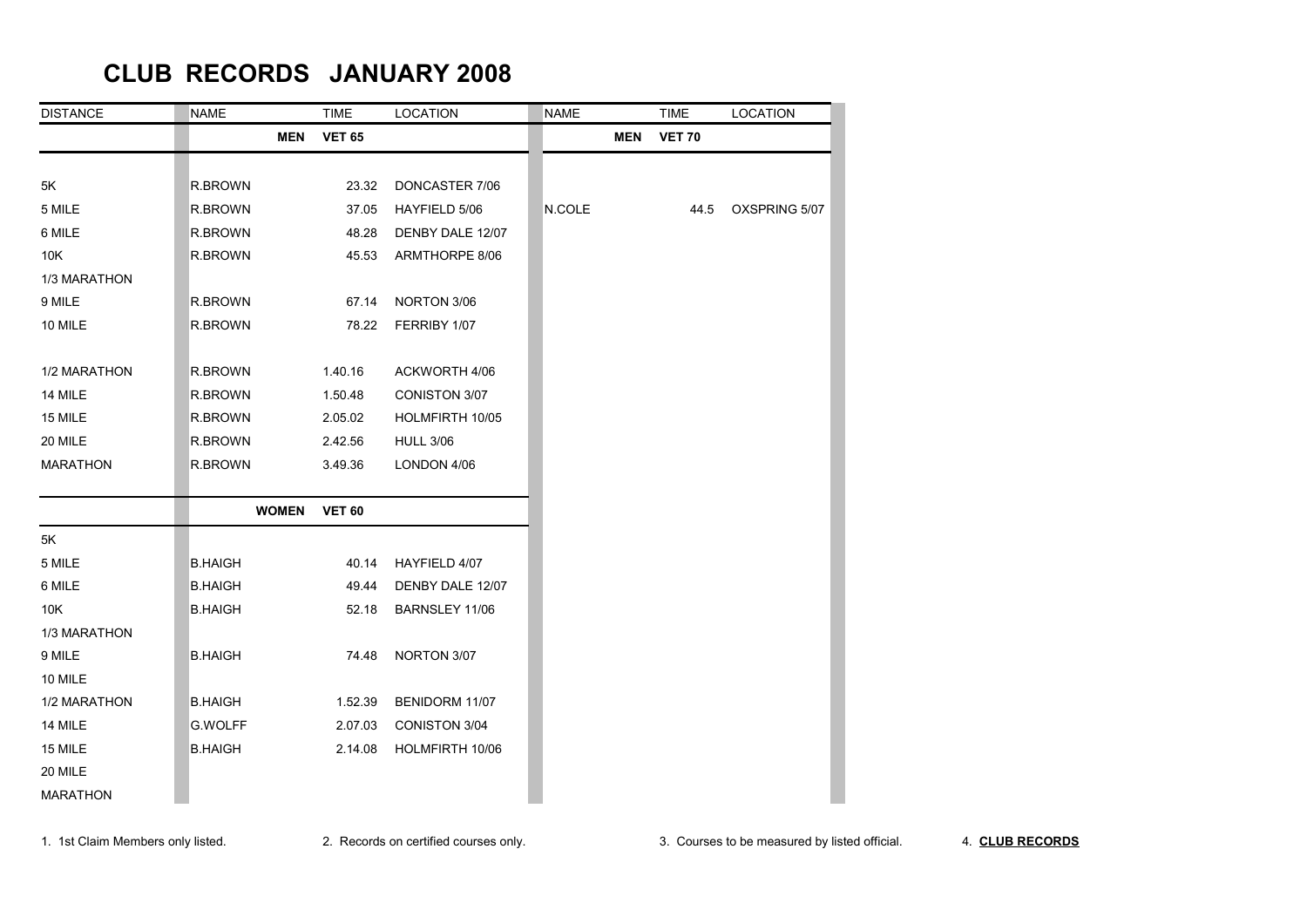# CLUB RECORDS JANUARY 2008

| DISTANCE | NAME | TIME | LOCATION | NAME | TIME | LOCATION |
|---|---|---|---|---|---|---|
| | MEN | VET 65 | | MEN | VET 70 | |
| 5K | R.BROWN | 23.32 | DONCASTER 7/06 | | | |
| 5 MILE | R.BROWN | 37.05 | HAYFIELD 5/06 | N.COLE | 44.5 | OXSPRING 5/07 |
| 6 MILE | R.BROWN | 48.28 | DENBY DALE 12/07 | | | |
| 10K | R.BROWN | 45.53 | ARMTHORPE 8/06 | | | |
| 1/3 MARATHON | | | | | | |
| 9 MILE | R.BROWN | 67.14 | NORTON 3/06 | | | |
| 10 MILE | R.BROWN | 78.22 | FERRIBY 1/07 | | | |
| 1/2 MARATHON | R.BROWN | 1.40.16 | ACKWORTH 4/06 | | | |
| 14 MILE | R.BROWN | 1.50.48 | CONISTON 3/07 | | | |
| 15 MILE | R.BROWN | 2.05.02 | HOLMFIRTH 10/05 | | | |
| 20 MILE | R.BROWN | 2.42.56 | HULL 3/06 | | | |
| MARATHON | R.BROWN | 3.49.36 | LONDON 4/06 | | | |
| | WOMEN | VET 60 | | | | |
| 5K | | | | | | |
| 5 MILE | B.HAIGH | 40.14 | HAYFIELD 4/07 | | | |
| 6 MILE | B.HAIGH | 49.44 | DENBY DALE 12/07 | | | |
| 10K | B.HAIGH | 52.18 | BARNSLEY 11/06 | | | |
| 1/3 MARATHON | | | | | | |
| 9 MILE | B.HAIGH | 74.48 | NORTON 3/07 | | | |
| 10 MILE | | | | | | |
| 1/2 MARATHON | B.HAIGH | 1.52.39 | BENIDORM 11/07 | | | |
| 14 MILE | G.WOLFF | 2.07.03 | CONISTON 3/04 | | | |
| 15 MILE | B.HAIGH | 2.14.08 | HOLMFIRTH 10/06 | | | |
| 20 MILE | | | | | | |
| MARATHON | | | | | | |

1. 1st Claim Members only listed.
2. Records on certified courses only.
3. Courses to be measured by listed official.
4. **CLUB RECORDS**